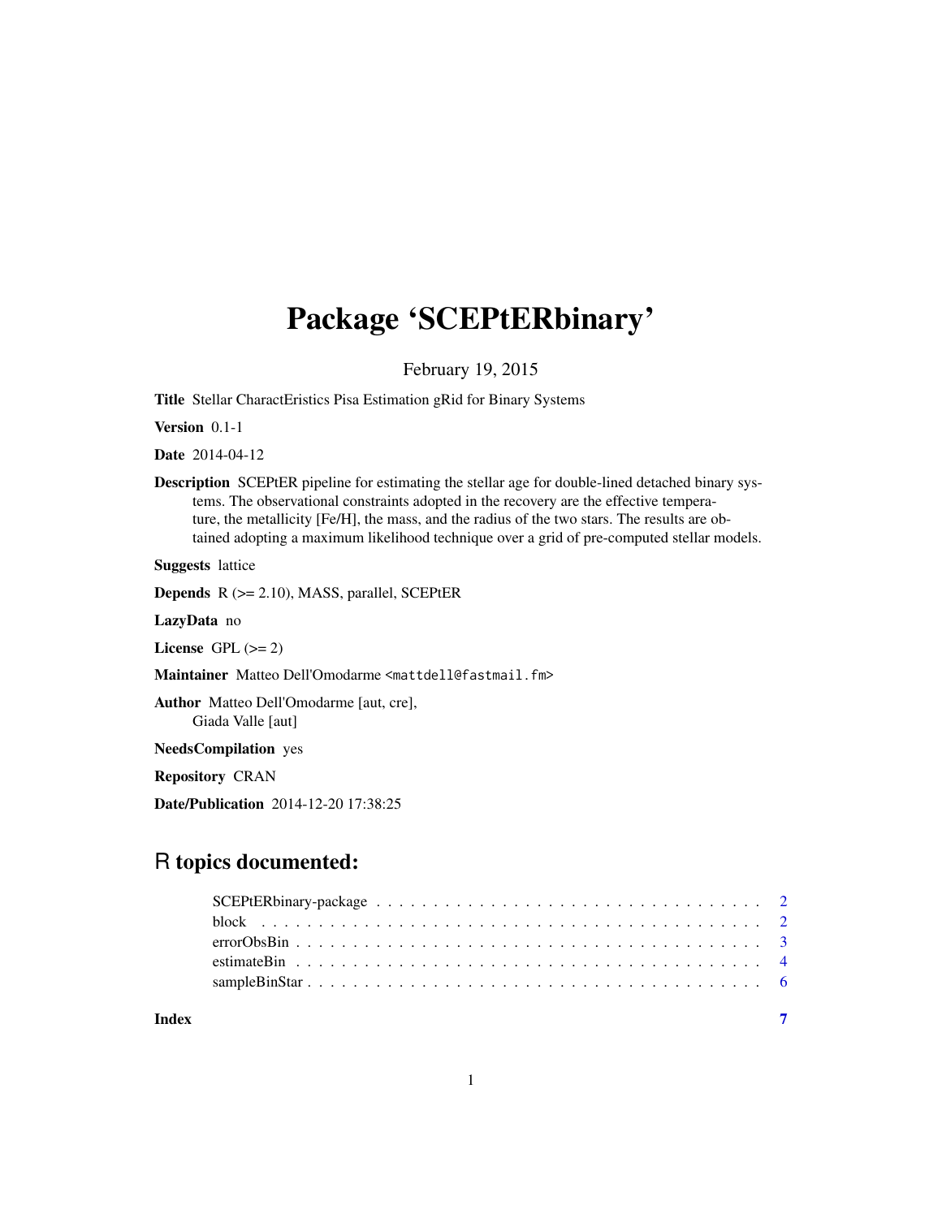# Package 'SCEPtERbinary'

February 19, 2015

**Title** Stellar CharactEristics Pisa Estimation gRid for Binary Systems

**Version** 0.1-1

**Date** 2014-04-12

**Description** SCEPtER pipeline for estimating the stellar age for double-lined detached binary systems. The observational constraints adopted in the recovery are the effective temperature, the metallicity [Fe/H], the mass, and the radius of the two stars. The results are obtained adopting a maximum likelihood technique over a grid of pre-computed stellar models.

**Suggests** lattice

**Depends** R (>= 2.10), MASS, parallel, SCEPtER

**LazyData** no

**License** GPL (>= 2)

**Maintainer** Matteo Dell'Omodarme <mattdell@fastmail.fm>

**Author** Matteo Dell'Omodarme [aut, cre],
Giada Valle [aut]

**NeedsCompilation** yes

**Repository** CRAN

**Date/Publication** 2014-12-20 17:38:25

## R topics documented:

- SCEPtERbinary-package . . . . . . . . . . . . . . . . . . . . . . . . . . . . . . . . . 2
- block . . . . . . . . . . . . . . . . . . . . . . . . . . . . . . . . . . . . . . . . . . . 2
- errorObsBin . . . . . . . . . . . . . . . . . . . . . . . . . . . . . . . . . . . . . . . 3
- estimateBin . . . . . . . . . . . . . . . . . . . . . . . . . . . . . . . . . . . . . . . 4
- sampleBinStar . . . . . . . . . . . . . . . . . . . . . . . . . . . . . . . . . . . . . . 6

**Index** 7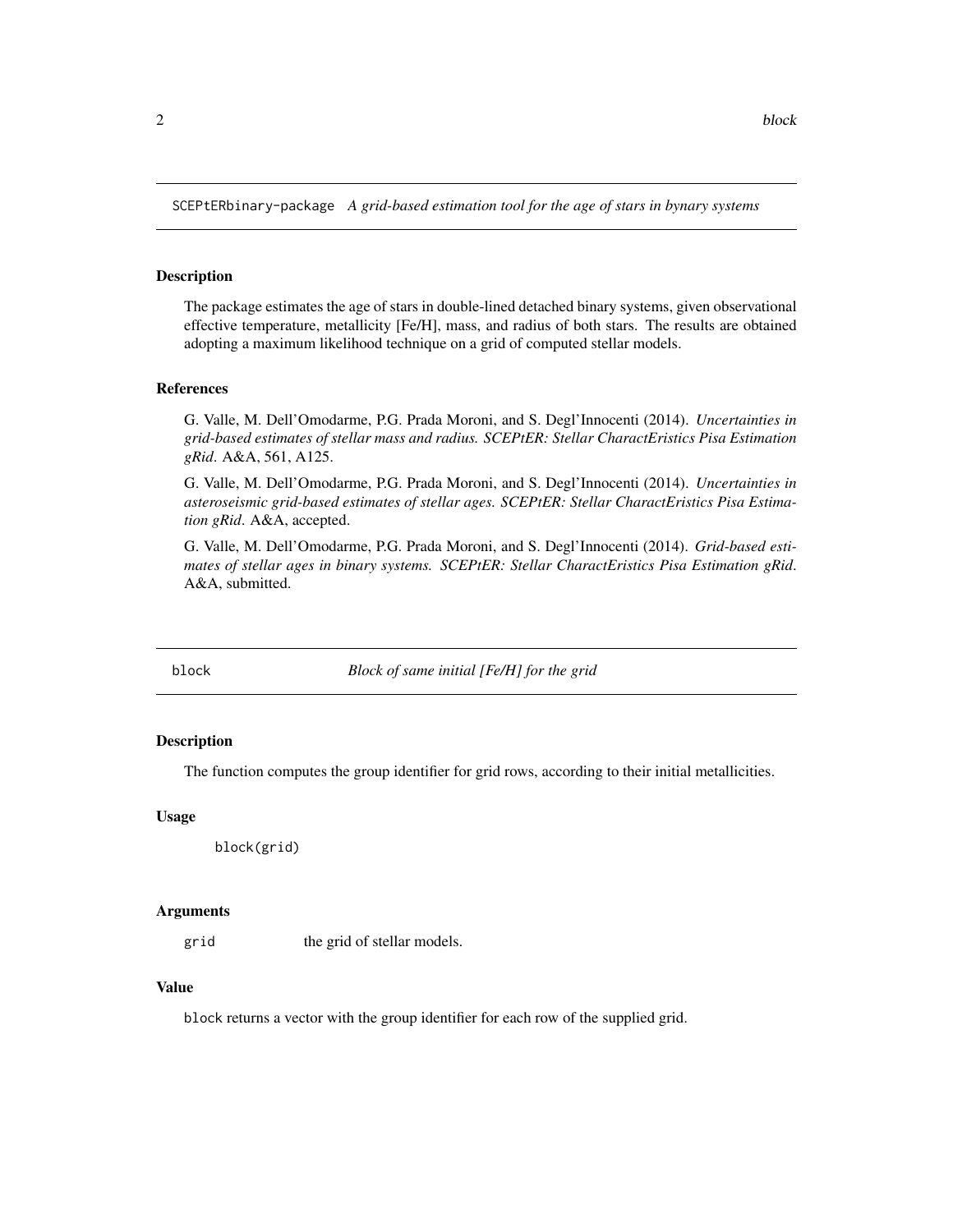## SCEPtERbinary-package *A grid-based estimation tool for the age of stars in bynary systems*

### Description

The package estimates the age of stars in double-lined detached binary systems, given observational effective temperature, metallicity [Fe/H], mass, and radius of both stars. The results are obtained adopting a maximum likelihood technique on a grid of computed stellar models.

### References

G. Valle, M. Dell'Omodarme, P.G. Prada Moroni, and S. Degl'Innocenti (2014). *Uncertainties in grid-based estimates of stellar mass and radius. SCEPtER: Stellar CharactEristics Pisa Estimation gRid*. A&A, 561, A125.

G. Valle, M. Dell'Omodarme, P.G. Prada Moroni, and S. Degl'Innocenti (2014). *Uncertainties in asteroseismic grid-based estimates of stellar ages. SCEPtER: Stellar CharactEristics Pisa Estimation gRid*. A&A, accepted.

G. Valle, M. Dell'Omodarme, P.G. Prada Moroni, and S. Degl'Innocenti (2014). *Grid-based estimates of stellar ages in binary systems. SCEPtER: Stellar CharactEristics Pisa Estimation gRid*. A&A, submitted.

## block *Block of same initial [Fe/H] for the grid*

### Description

The function computes the group identifier for grid rows, according to their initial metallicities.

### Usage

```
block(grid)
```

### Arguments

grid the grid of stellar models.

### Value

block returns a vector with the group identifier for each row of the supplied grid.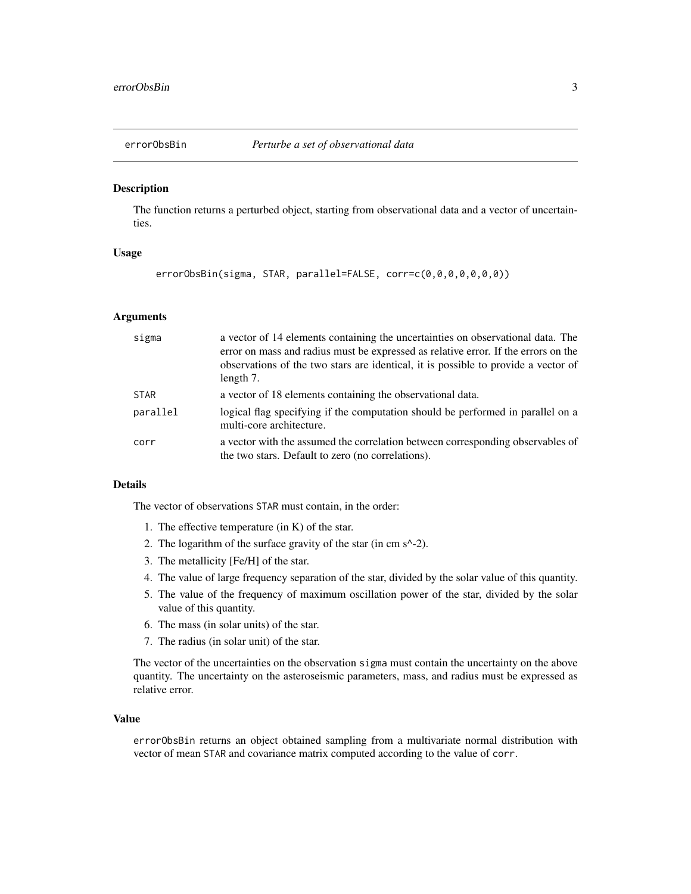## errorObsBin — *Perturbe a set of observational data*

### Description

The function returns a perturbed object, starting from observational data and a vector of uncertainties.

### Usage

```
errorObsBin(sigma, STAR, parallel=FALSE, corr=c(0,0,0,0,0,0,0))
```

### Arguments

| | |
|---|---|
| `sigma` | a vector of 14 elements containing the uncertainties on observational data. The error on mass and radius must be expressed as relative error. If the errors on the observations of the two stars are identical, it is possible to provide a vector of length 7. |
| `STAR` | a vector of 18 elements containing the observational data. |
| `parallel` | logical flag specifying if the computation should be performed in parallel on a multi-core architecture. |
| `corr` | a vector with the assumed the correlation between corresponding observables of the two stars. Default to zero (no correlations). |

### Details

The vector of observations `STAR` must contain, in the order:

1. The effective temperature (in K) of the star.
2. The logarithm of the surface gravity of the star (in cm s^-2).
3. The metallicity [Fe/H] of the star.
4. The value of large frequency separation of the star, divided by the solar value of this quantity.
5. The value of the frequency of maximum oscillation power of the star, divided by the solar value of this quantity.
6. The mass (in solar units) of the star.
7. The radius (in solar unit) of the star.

The vector of the uncertainties on the observation `sigma` must contain the uncertainty on the above quantity. The uncertainty on the asteroseismic parameters, mass, and radius must be expressed as relative error.

### Value

`errorObsBin` returns an object obtained sampling from a multivariate normal distribution with vector of mean `STAR` and covariance matrix computed according to the value of `corr`.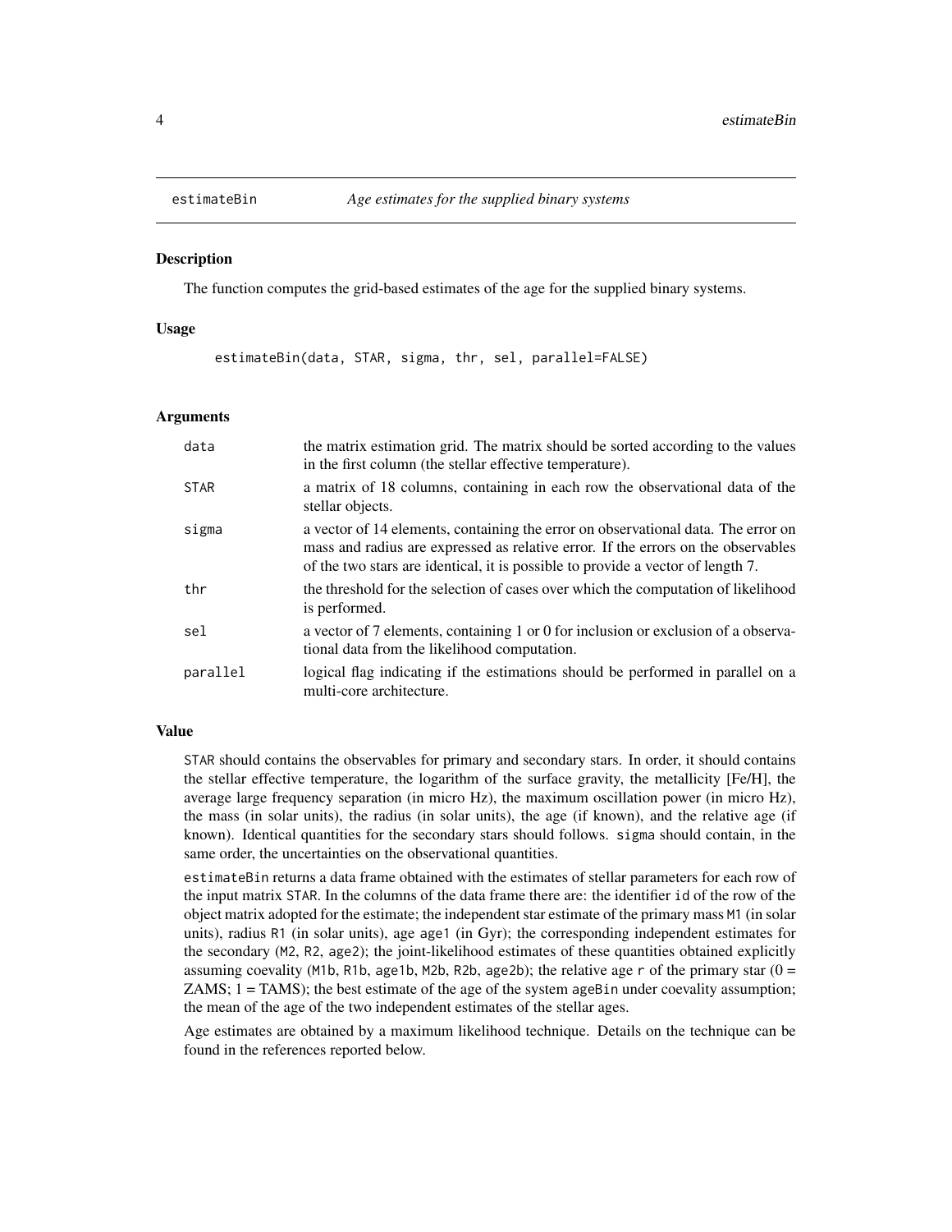## estimateBin *Age estimates for the supplied binary systems*

### Description

The function computes the grid-based estimates of the age for the supplied binary systems.

### Usage

```
estimateBin(data, STAR, sigma, thr, sel, parallel=FALSE)
```

### Arguments

| | |
|---|---|
| data | the matrix estimation grid. The matrix should be sorted according to the values in the first column (the stellar effective temperature). |
| STAR | a matrix of 18 columns, containing in each row the observational data of the stellar objects. |
| sigma | a vector of 14 elements, containing the error on observational data. The error on mass and radius are expressed as relative error. If the errors on the observables of the two stars are identical, it is possible to provide a vector of length 7. |
| thr | the threshold for the selection of cases over which the computation of likelihood is performed. |
| sel | a vector of 7 elements, containing 1 or 0 for inclusion or exclusion of a observational data from the likelihood computation. |
| parallel | logical flag indicating if the estimations should be performed in parallel on a multi-core architecture. |

### Value

STAR should contains the observables for primary and secondary stars. In order, it should contains the stellar effective temperature, the logarithm of the surface gravity, the metallicity [Fe/H], the average large frequency separation (in micro Hz), the maximum oscillation power (in micro Hz), the mass (in solar units), the radius (in solar units), the age (if known), and the relative age (if known). Identical quantities for the secondary stars should follows. sigma should contain, in the same order, the uncertainties on the observational quantities.

estimateBin returns a data frame obtained with the estimates of stellar parameters for each row of the input matrix STAR. In the columns of the data frame there are: the identifier id of the row of the object matrix adopted for the estimate; the independent star estimate of the primary mass M1 (in solar units), radius R1 (in solar units), age age1 (in Gyr); the corresponding independent estimates for the secondary (M2, R2, age2); the joint-likelihood estimates of these quantities obtained explicitly assuming coevality (M1b, R1b, age1b, M2b, R2b, age2b); the relative age r of the primary star (0 = ZAMS; 1 = TAMS); the best estimate of the age of the system ageBin under coevality assumption; the mean of the age of the two independent estimates of the stellar ages.

Age estimates are obtained by a maximum likelihood technique. Details on the technique can be found in the references reported below.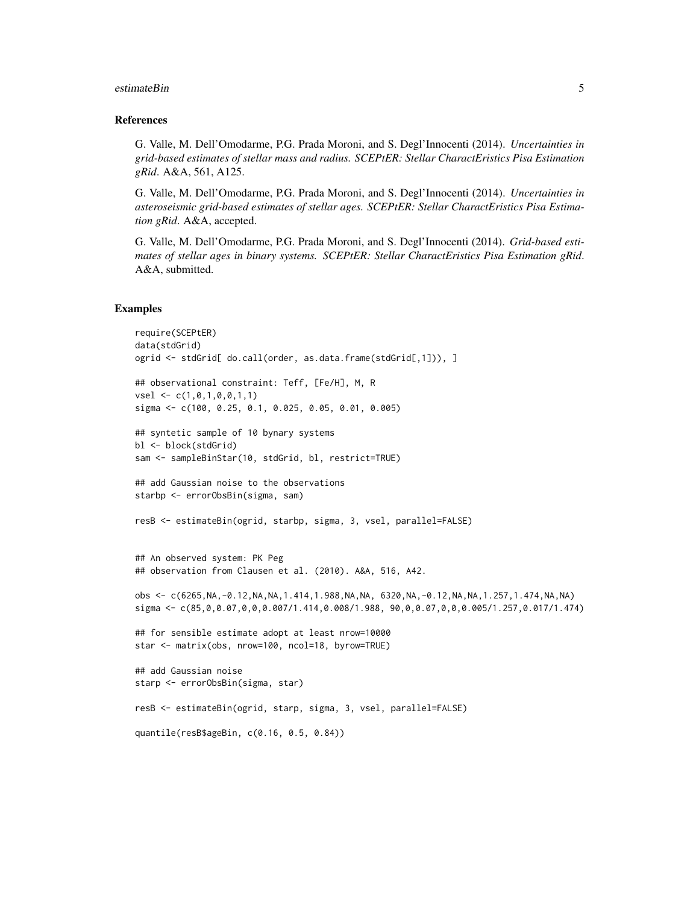## References

G. Valle, M. Dell'Omodarme, P.G. Prada Moroni, and S. Degl'Innocenti (2014). *Uncertainties in grid-based estimates of stellar mass and radius. SCEPtER: Stellar CharactEristics Pisa Estimation gRid*. A&A, 561, A125.

G. Valle, M. Dell'Omodarme, P.G. Prada Moroni, and S. Degl'Innocenti (2014). *Uncertainties in asteroseismic grid-based estimates of stellar ages. SCEPtER: Stellar CharactEristics Pisa Estimation gRid*. A&A, accepted.

G. Valle, M. Dell'Omodarme, P.G. Prada Moroni, and S. Degl'Innocenti (2014). *Grid-based estimates of stellar ages in binary systems. SCEPtER: Stellar CharactEristics Pisa Estimation gRid*. A&A, submitted.

## Examples

```
require(SCEPtER)
data(stdGrid)
ogrid <- stdGrid[ do.call(order, as.data.frame(stdGrid[,1])), ]

## observational constraint: Teff, [Fe/H], M, R
vsel <- c(1,0,1,0,0,1,1)
sigma <- c(100, 0.25, 0.1, 0.025, 0.05, 0.01, 0.005)

## syntetic sample of 10 bynary systems
bl <- block(stdGrid)
sam <- sampleBinStar(10, stdGrid, bl, restrict=TRUE)

## add Gaussian noise to the observations
starbp <- errorObsBin(sigma, sam)

resB <- estimateBin(ogrid, starbp, sigma, 3, vsel, parallel=FALSE)


## An observed system: PK Peg
## observation from Clausen et al. (2010). A&A, 516, A42.

obs <- c(6265,NA,-0.12,NA,NA,1.414,1.988,NA,NA, 6320,NA,-0.12,NA,NA,1.257,1.474,NA,NA)
sigma <- c(85,0,0.07,0,0,0.007/1.414,0.008/1.988, 90,0,0.07,0,0,0.005/1.257,0.017/1.474)

## for sensible estimate adopt at least nrow=10000
star <- matrix(obs, nrow=100, ncol=18, byrow=TRUE)

## add Gaussian noise
starp <- errorObsBin(sigma, star)

resB <- estimateBin(ogrid, starp, sigma, 3, vsel, parallel=FALSE)

quantile(resB$ageBin, c(0.16, 0.5, 0.84))
```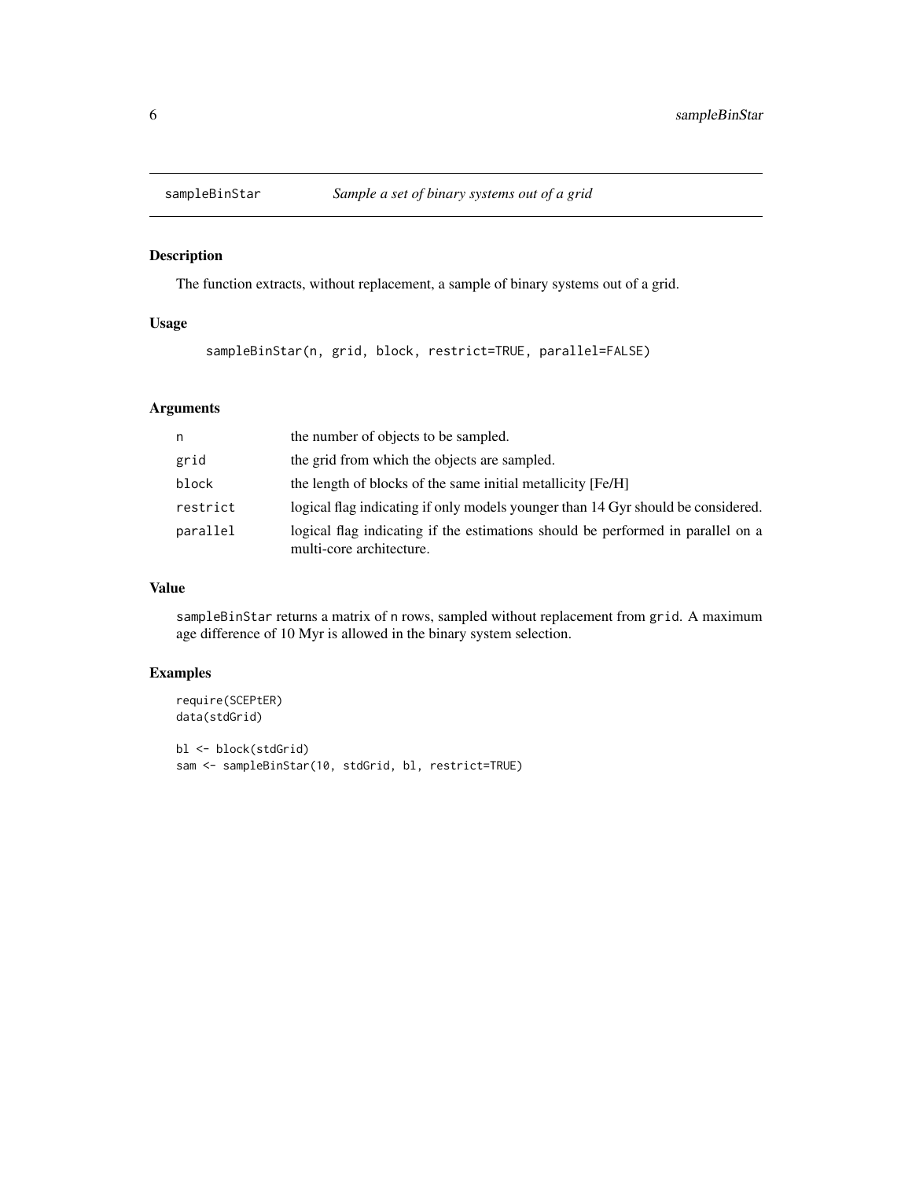## sampleBinStar — *Sample a set of binary systems out of a grid*

### Description

The function extracts, without replacement, a sample of binary systems out of a grid.

### Usage

```
sampleBinStar(n, grid, block, restrict=TRUE, parallel=FALSE)
```

### Arguments

| | |
|---|---|
| `n` | the number of objects to be sampled. |
| `grid` | the grid from which the objects are sampled. |
| `block` | the length of blocks of the same initial metallicity [Fe/H] |
| `restrict` | logical flag indicating if only models younger than 14 Gyr should be considered. |
| `parallel` | logical flag indicating if the estimations should be performed in parallel on a multi-core architecture. |

### Value

`sampleBinStar` returns a matrix of `n` rows, sampled without replacement from `grid`. A maximum age difference of 10 Myr is allowed in the binary system selection.

### Examples

```
require(SCEPtER)
data(stdGrid)

bl <- block(stdGrid)
sam <- sampleBinStar(10, stdGrid, bl, restrict=TRUE)
```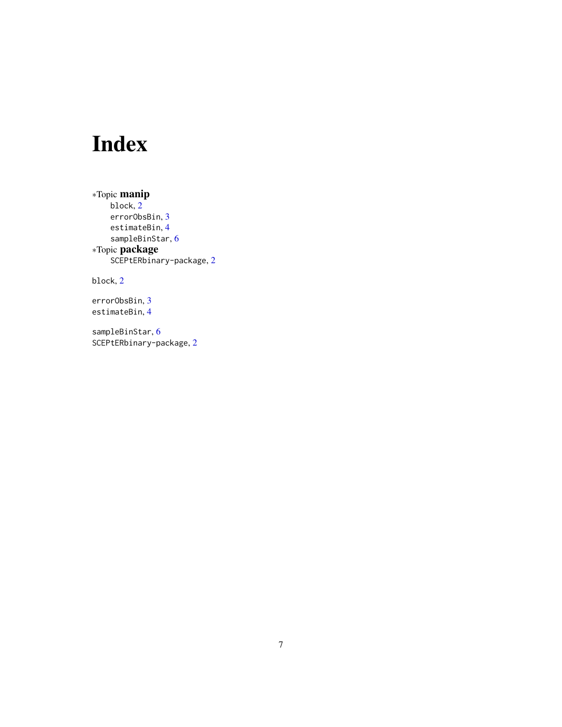# Index

*Topic **manip**
- block, 2
- errorObsBin, 3
- estimateBin, 4
- sampleBinStar, 6

*Topic **package**
- SCEPtERbinary-package, 2

block, 2

errorObsBin, 3
estimateBin, 4

sampleBinStar, 6
SCEPtERbinary-package, 2